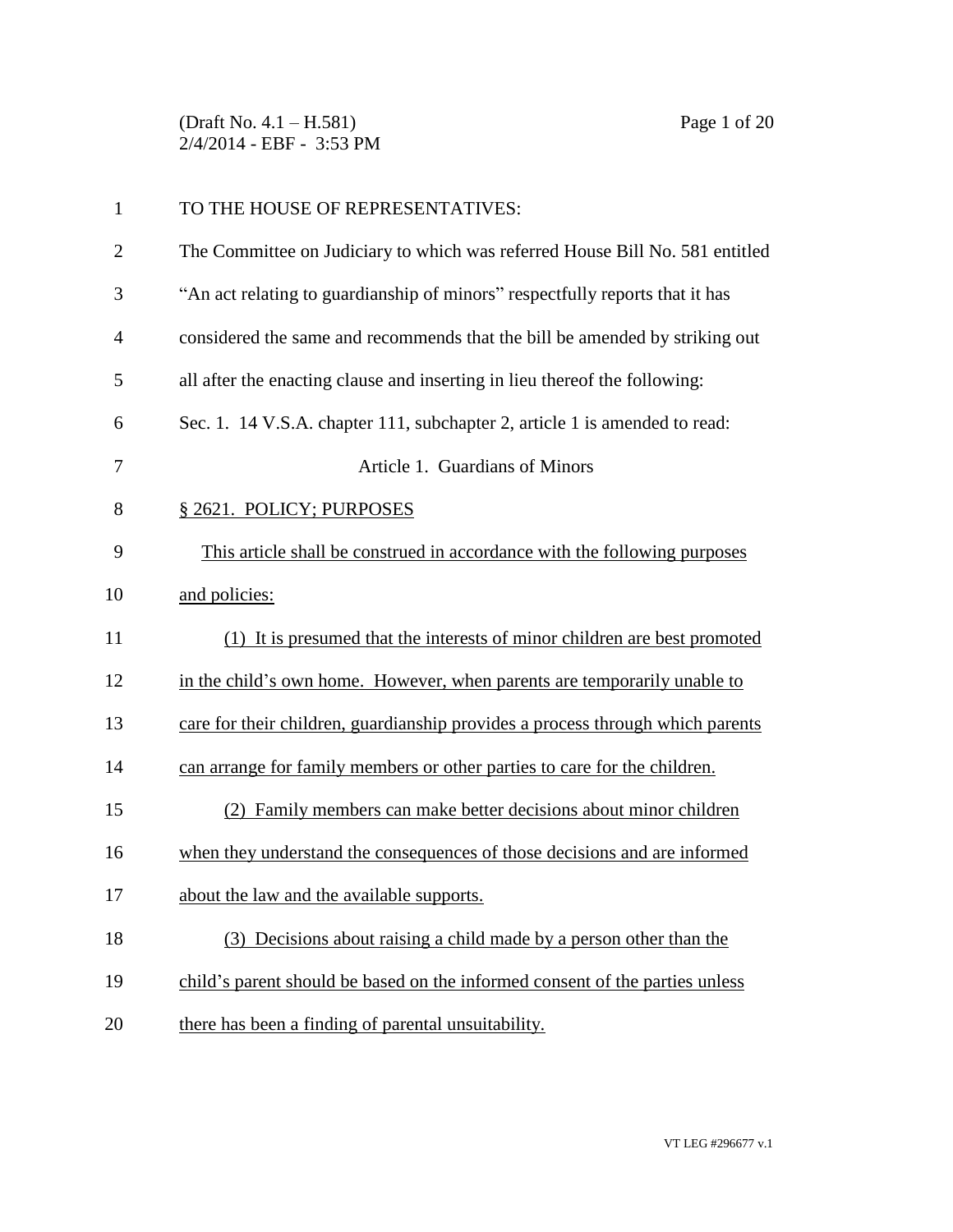TO THE HOUSE OF REPRESENTATIVES:

The Committee on Judiciary to which was referred House Bill No. 581 entitled "An act relating to guardianship of minors" respectfully reports that it has considered the same and recommends that the bill be amended by striking out all after the enacting clause and inserting in lieu thereof the following:

Sec. 1. 14 V.S.A. chapter 111, subchapter 2, article 1 is amended to read:

Article 1. Guardians of Minors

§ 2621. POLICY; PURPOSES

This article shall be construed in accordance with the following purposes and policies:

(1) It is presumed that the interests of minor children are best promoted in the child's own home. However, when parents are temporarily unable to care for their children, guardianship provides a process through which parents can arrange for family members or other parties to care for the children.

(2) Family members can make better decisions about minor children when they understand the consequences of those decisions and are informed about the law and the available supports.

(3) Decisions about raising a child made by a person other than the child's parent should be based on the informed consent of the parties unless there has been a finding of parental unsuitability.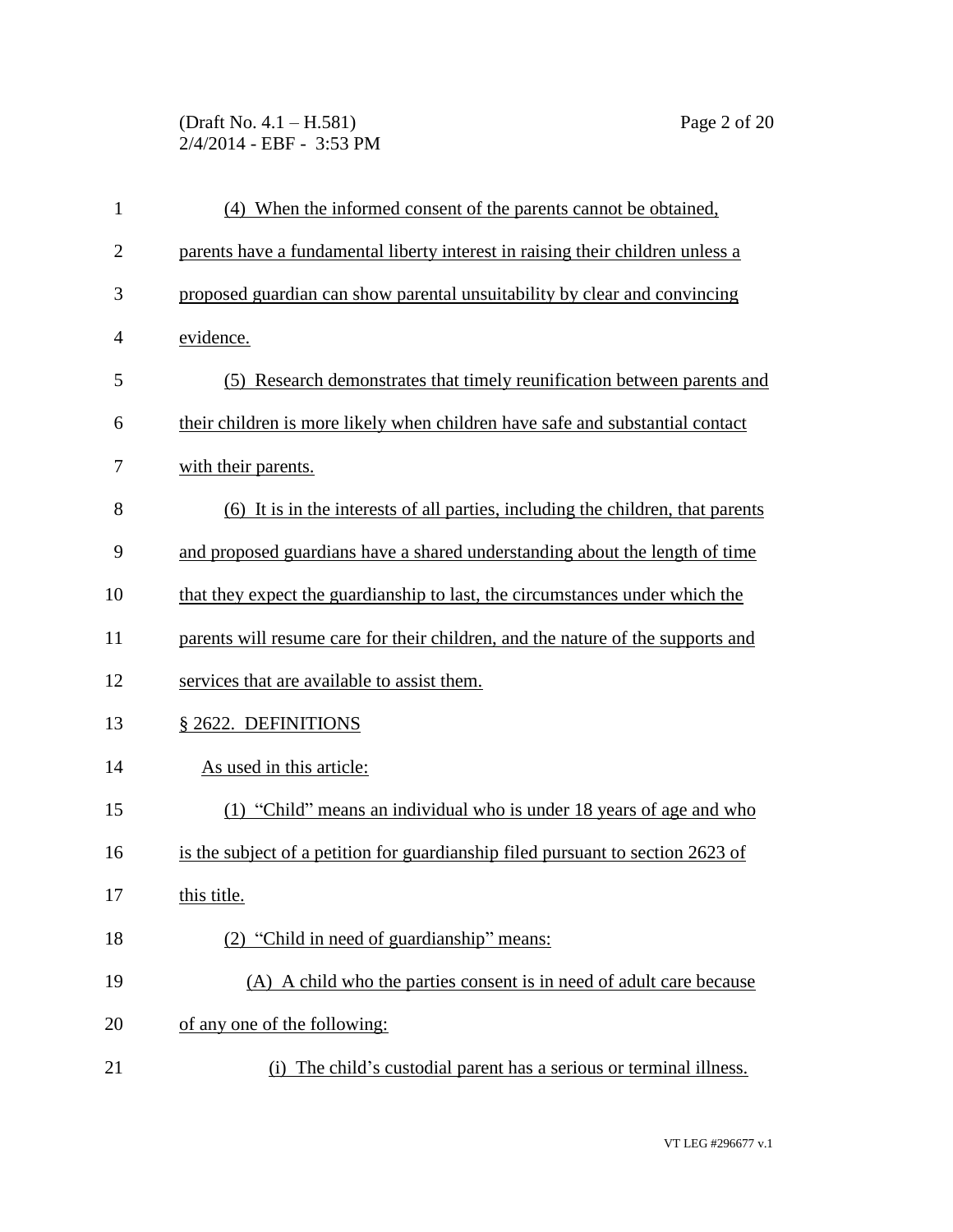(4) When the informed consent of the parents cannot be obtained, parents have a fundamental liberty interest in raising their children unless a proposed guardian can show parental unsuitability by clear and convincing evidence.

(5) Research demonstrates that timely reunification between parents and their children is more likely when children have safe and substantial contact with their parents.

(6) It is in the interests of all parties, including the children, that parents and proposed guardians have a shared understanding about the length of time that they expect the guardianship to last, the circumstances under which the parents will resume care for their children, and the nature of the supports and services that are available to assist them.

§ 2622. DEFINITIONS

As used in this article:

(1) "Child" means an individual who is under 18 years of age and who is the subject of a petition for guardianship filed pursuant to section 2623 of this title.

(2) "Child in need of guardianship" means:

(A) A child who the parties consent is in need of adult care because of any one of the following:

(i) The child's custodial parent has a serious or terminal illness.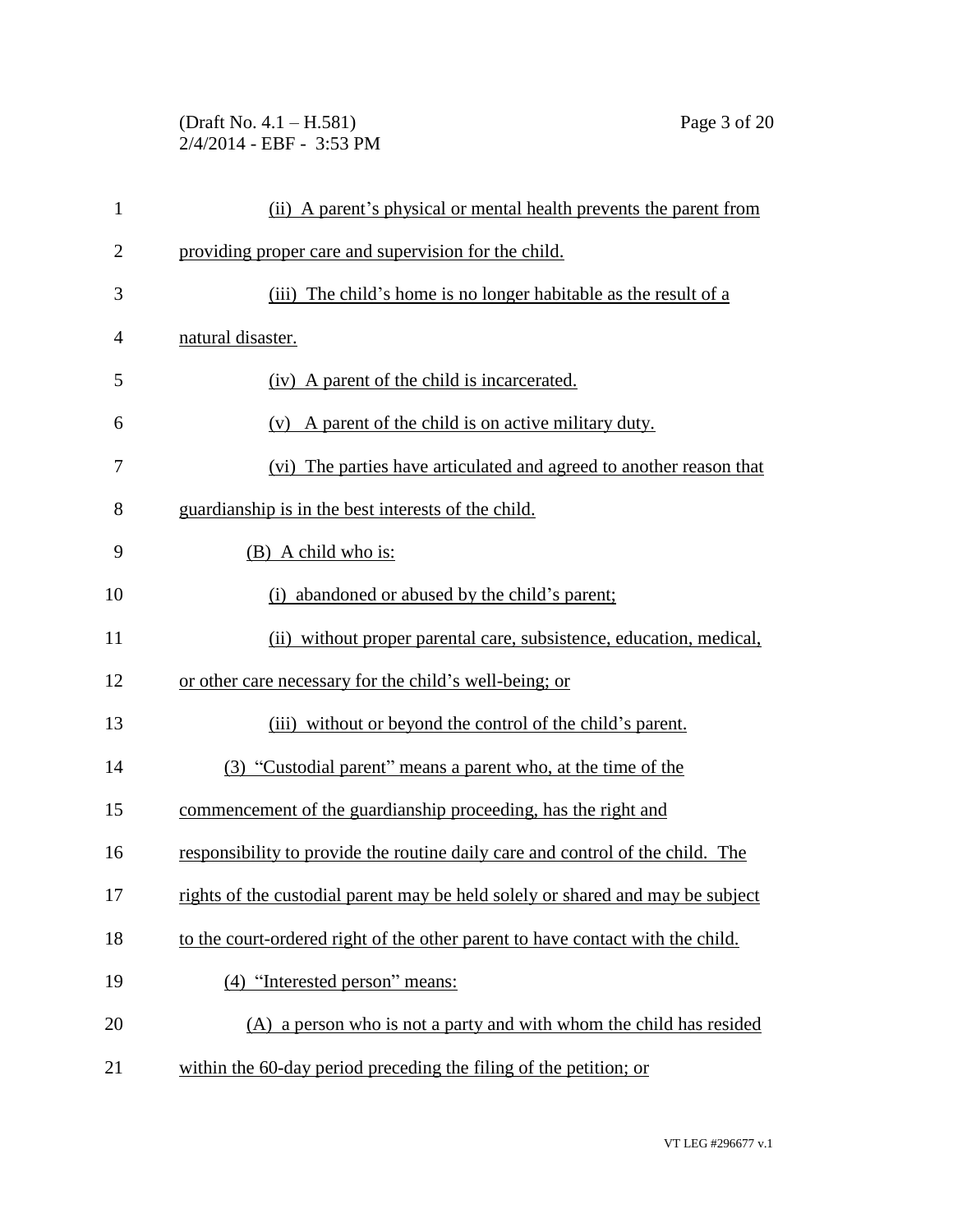(ii) A parent's physical or mental health prevents the parent from providing proper care and supervision for the child.

(iii) The child's home is no longer habitable as the result of a natural disaster.

(iv) A parent of the child is incarcerated.

(v) A parent of the child is on active military duty.

(vi) The parties have articulated and agreed to another reason that guardianship is in the best interests of the child.

(B) A child who is:

(i) abandoned or abused by the child's parent;

(ii) without proper parental care, subsistence, education, medical, or other care necessary for the child's well-being; or

(iii) without or beyond the control of the child's parent.

(3) "Custodial parent" means a parent who, at the time of the commencement of the guardianship proceeding, has the right and responsibility to provide the routine daily care and control of the child. The rights of the custodial parent may be held solely or shared and may be subject to the court-ordered right of the other parent to have contact with the child.

(4) "Interested person" means:

(A) a person who is not a party and with whom the child has resided within the 60-day period preceding the filing of the petition; or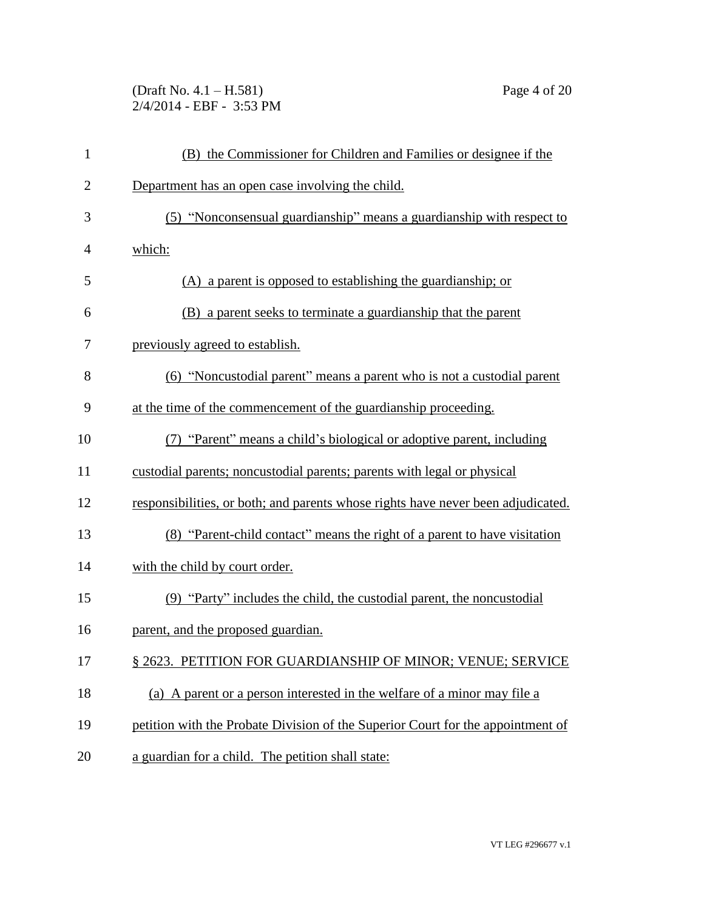(B) the Commissioner for Children and Families or designee if the Department has an open case involving the child.

(5) "Nonconsensual guardianship" means a guardianship with respect to which:

(A) a parent is opposed to establishing the guardianship; or

(B) a parent seeks to terminate a guardianship that the parent previously agreed to establish.

(6) "Noncustodial parent" means a parent who is not a custodial parent at the time of the commencement of the guardianship proceeding.

(7) "Parent" means a child's biological or adoptive parent, including custodial parents; noncustodial parents; parents with legal or physical responsibilities, or both; and parents whose rights have never been adjudicated.

(8) "Parent-child contact" means the right of a parent to have visitation with the child by court order.

(9) "Party" includes the child, the custodial parent, the noncustodial parent, and the proposed guardian.

§ 2623. PETITION FOR GUARDIANSHIP OF MINOR; VENUE; SERVICE

(a) A parent or a person interested in the welfare of a minor may file a petition with the Probate Division of the Superior Court for the appointment of a guardian for a child. The petition shall state: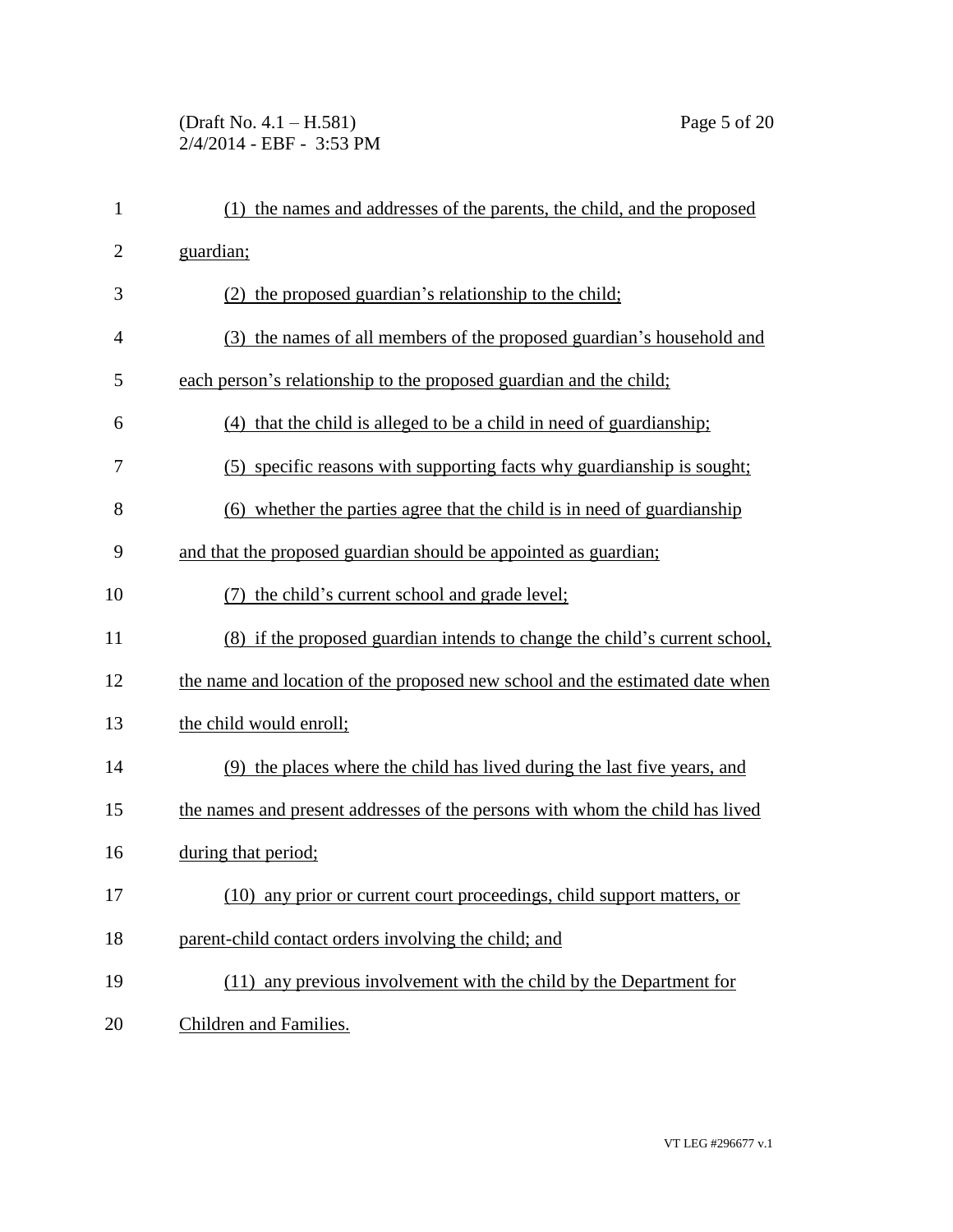(1) the names and addresses of the parents, the child, and the proposed guardian;

(2) the proposed guardian's relationship to the child;

(3) the names of all members of the proposed guardian's household and each person's relationship to the proposed guardian and the child;

(4) that the child is alleged to be a child in need of guardianship;

(5) specific reasons with supporting facts why guardianship is sought;

(6) whether the parties agree that the child is in need of guardianship and that the proposed guardian should be appointed as guardian;

(7) the child's current school and grade level;

(8) if the proposed guardian intends to change the child's current school, the name and location of the proposed new school and the estimated date when the child would enroll;

(9) the places where the child has lived during the last five years, and the names and present addresses of the persons with whom the child has lived during that period;

(10) any prior or current court proceedings, child support matters, or parent-child contact orders involving the child; and

(11) any previous involvement with the child by the Department for Children and Families.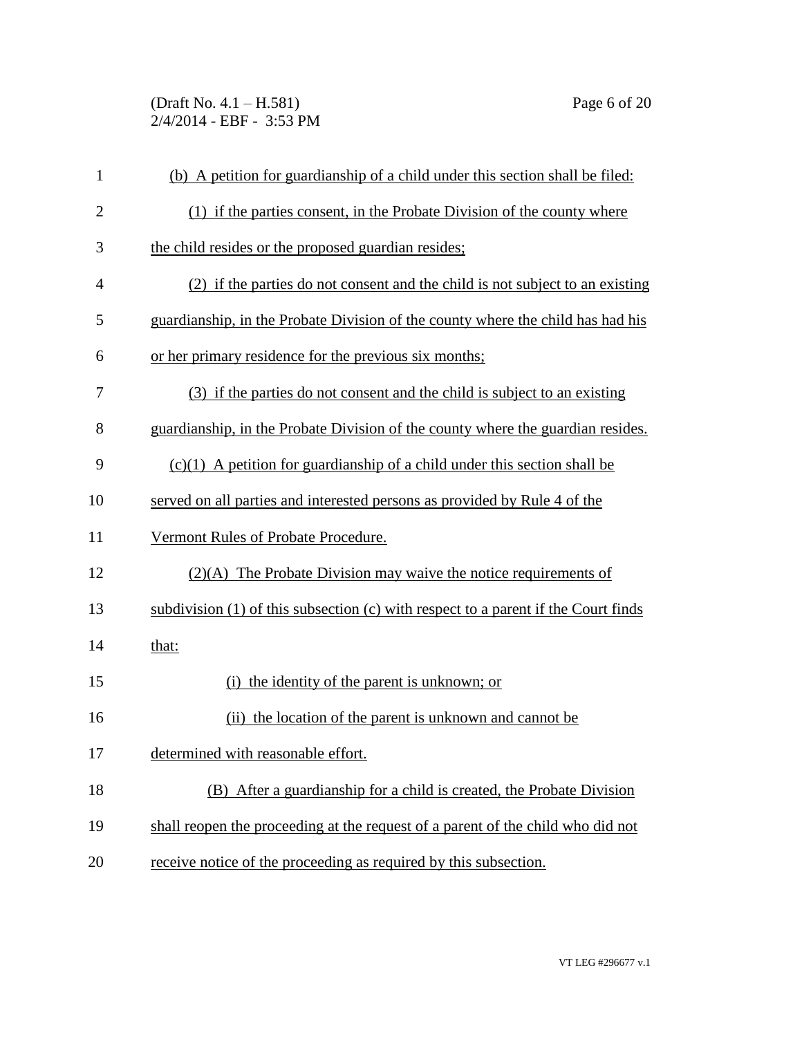(b) A petition for guardianship of a child under this section shall be filed:

(1) if the parties consent, in the Probate Division of the county where the child resides or the proposed guardian resides;

(2) if the parties do not consent and the child is not subject to an existing guardianship, in the Probate Division of the county where the child has had his or her primary residence for the previous six months;

(3) if the parties do not consent and the child is subject to an existing guardianship, in the Probate Division of the county where the guardian resides.

(c)(1) A petition for guardianship of a child under this section shall be served on all parties and interested persons as provided by Rule 4 of the Vermont Rules of Probate Procedure.

(2)(A) The Probate Division may waive the notice requirements of subdivision (1) of this subsection (c) with respect to a parent if the Court finds that:

(i) the identity of the parent is unknown; or

(ii) the location of the parent is unknown and cannot be determined with reasonable effort.

(B) After a guardianship for a child is created, the Probate Division shall reopen the proceeding at the request of a parent of the child who did not receive notice of the proceeding as required by this subsection.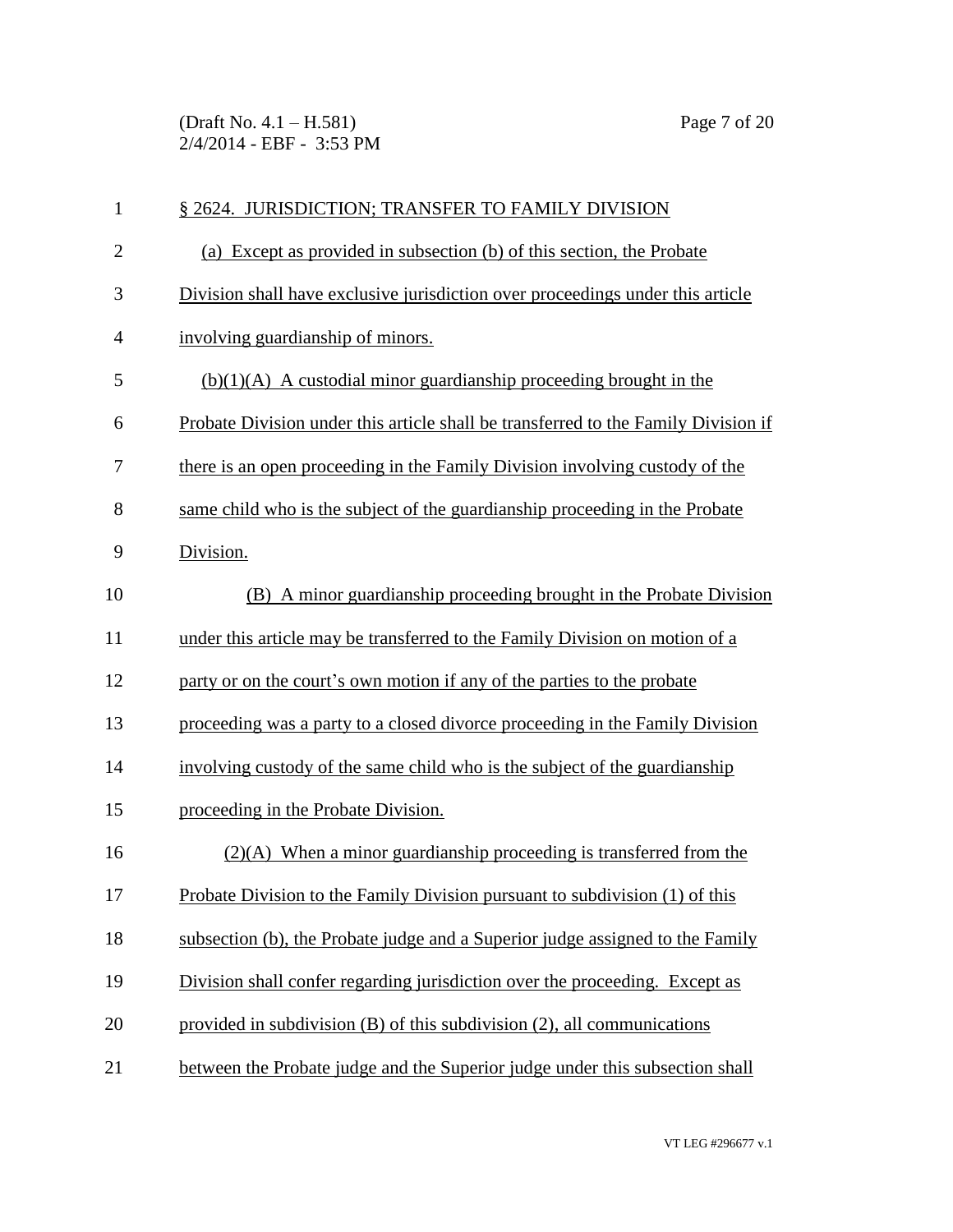§ 2624. JURISDICTION; TRANSFER TO FAMILY DIVISION

(a) Except as provided in subsection (b) of this section, the Probate Division shall have exclusive jurisdiction over proceedings under this article involving guardianship of minors.

(b)(1)(A) A custodial minor guardianship proceeding brought in the Probate Division under this article shall be transferred to the Family Division if there is an open proceeding in the Family Division involving custody of the same child who is the subject of the guardianship proceeding in the Probate Division.

(B) A minor guardianship proceeding brought in the Probate Division under this article may be transferred to the Family Division on motion of a party or on the court's own motion if any of the parties to the probate proceeding was a party to a closed divorce proceeding in the Family Division involving custody of the same child who is the subject of the guardianship proceeding in the Probate Division.

(2)(A) When a minor guardianship proceeding is transferred from the Probate Division to the Family Division pursuant to subdivision (1) of this subsection (b), the Probate judge and a Superior judge assigned to the Family Division shall confer regarding jurisdiction over the proceeding. Except as provided in subdivision (B) of this subdivision (2), all communications between the Probate judge and the Superior judge under this subsection shall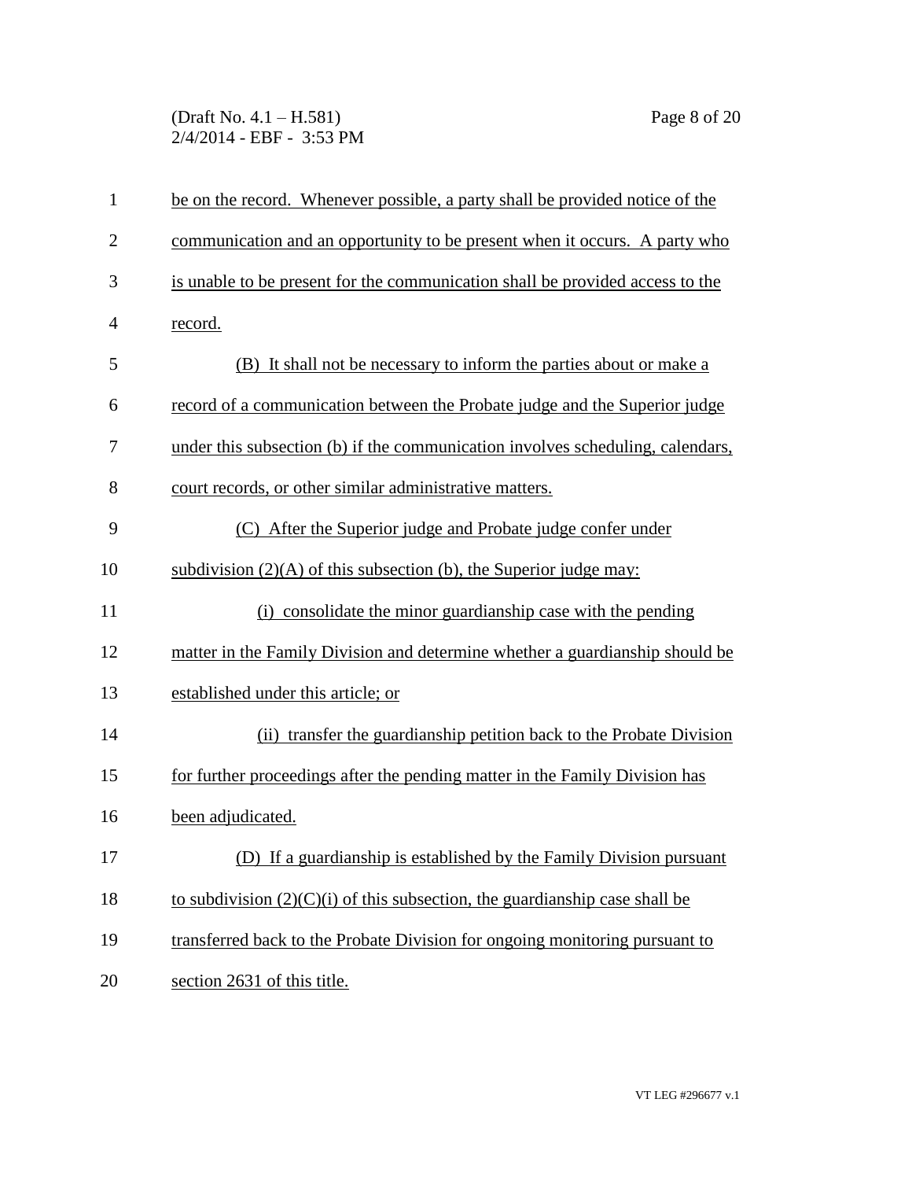be on the record. Whenever possible, a party shall be provided notice of the communication and an opportunity to be present when it occurs. A party who is unable to be present for the communication shall be provided access to the record.

(B) It shall not be necessary to inform the parties about or make a record of a communication between the Probate judge and the Superior judge under this subsection (b) if the communication involves scheduling, calendars, court records, or other similar administrative matters.

(C) After the Superior judge and Probate judge confer under subdivision (2)(A) of this subsection (b), the Superior judge may:

(i) consolidate the minor guardianship case with the pending matter in the Family Division and determine whether a guardianship should be established under this article; or

(ii) transfer the guardianship petition back to the Probate Division for further proceedings after the pending matter in the Family Division has been adjudicated.

(D) If a guardianship is established by the Family Division pursuant to subdivision (2)(C)(i) of this subsection, the guardianship case shall be transferred back to the Probate Division for ongoing monitoring pursuant to section 2631 of this title.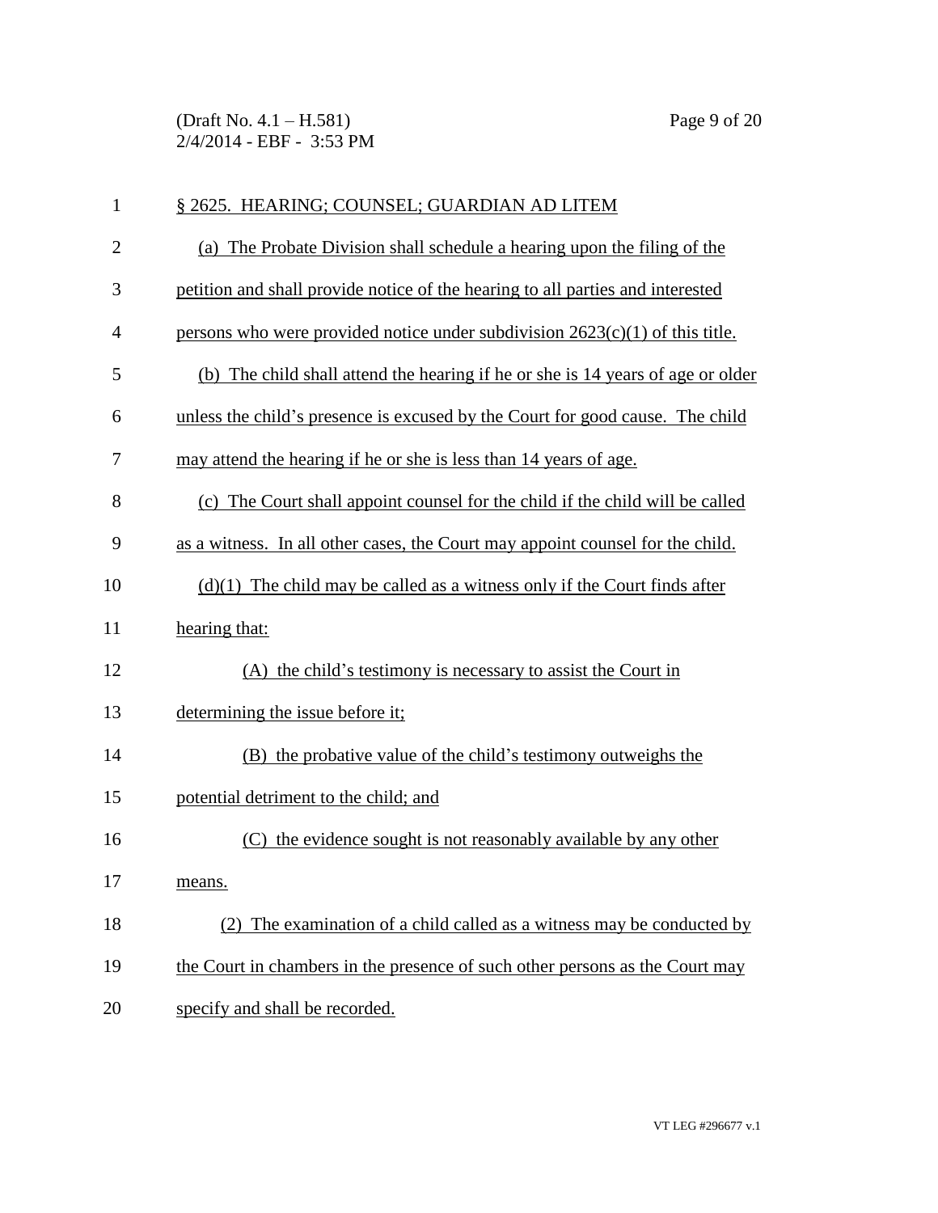§ 2625. HEARING; COUNSEL; GUARDIAN AD LITEM

(a) The Probate Division shall schedule a hearing upon the filing of the petition and shall provide notice of the hearing to all parties and interested persons who were provided notice under subdivision 2623(c)(1) of this title.

(b) The child shall attend the hearing if he or she is 14 years of age or older unless the child's presence is excused by the Court for good cause. The child may attend the hearing if he or she is less than 14 years of age.

(c) The Court shall appoint counsel for the child if the child will be called as a witness. In all other cases, the Court may appoint counsel for the child.

(d)(1) The child may be called as a witness only if the Court finds after hearing that:

(A) the child's testimony is necessary to assist the Court in determining the issue before it;

(B) the probative value of the child's testimony outweighs the potential detriment to the child; and

(C) the evidence sought is not reasonably available by any other means.

(2) The examination of a child called as a witness may be conducted by the Court in chambers in the presence of such other persons as the Court may specify and shall be recorded.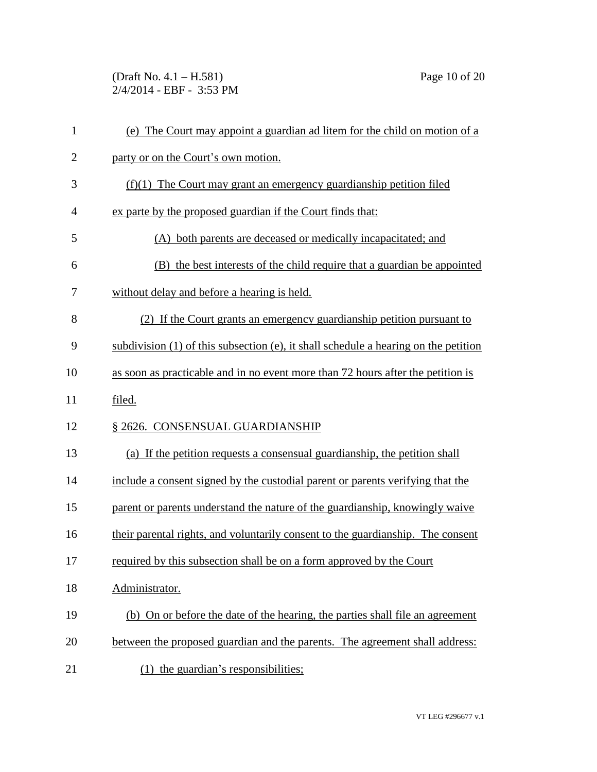(e) The Court may appoint a guardian ad litem for the child on motion of a party or on the Court's own motion.

(f)(1) The Court may grant an emergency guardianship petition filed ex parte by the proposed guardian if the Court finds that:

(A) both parents are deceased or medically incapacitated; and

(B) the best interests of the child require that a guardian be appointed without delay and before a hearing is held.

(2) If the Court grants an emergency guardianship petition pursuant to subdivision (1) of this subsection (e), it shall schedule a hearing on the petition as soon as practicable and in no event more than 72 hours after the petition is filed.

§ 2626. CONSENSUAL GUARDIANSHIP

(a) If the petition requests a consensual guardianship, the petition shall include a consent signed by the custodial parent or parents verifying that the parent or parents understand the nature of the guardianship, knowingly waive their parental rights, and voluntarily consent to the guardianship. The consent required by this subsection shall be on a form approved by the Court Administrator.

(b) On or before the date of the hearing, the parties shall file an agreement between the proposed guardian and the parents. The agreement shall address:

(1) the guardian's responsibilities;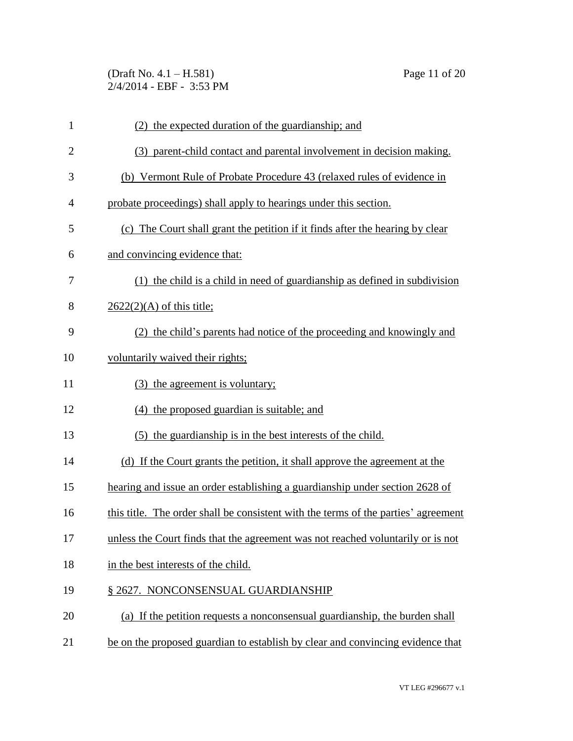(2) the expected duration of the guardianship; and

(3) parent-child contact and parental involvement in decision making.

(b) Vermont Rule of Probate Procedure 43 (relaxed rules of evidence in probate proceedings) shall apply to hearings under this section.

(c) The Court shall grant the petition if it finds after the hearing by clear and convincing evidence that:

(1) the child is a child in need of guardianship as defined in subdivision 2622(2)(A) of this title;

(2) the child's parents had notice of the proceeding and knowingly and voluntarily waived their rights;

(3) the agreement is voluntary;

(4) the proposed guardian is suitable; and

(5) the guardianship is in the best interests of the child.

(d) If the Court grants the petition, it shall approve the agreement at the hearing and issue an order establishing a guardianship under section 2628 of this title. The order shall be consistent with the terms of the parties' agreement unless the Court finds that the agreement was not reached voluntarily or is not in the best interests of the child.

§ 2627. NONCONSENSUAL GUARDIANSHIP

(a) If the petition requests a nonconsensual guardianship, the burden shall be on the proposed guardian to establish by clear and convincing evidence that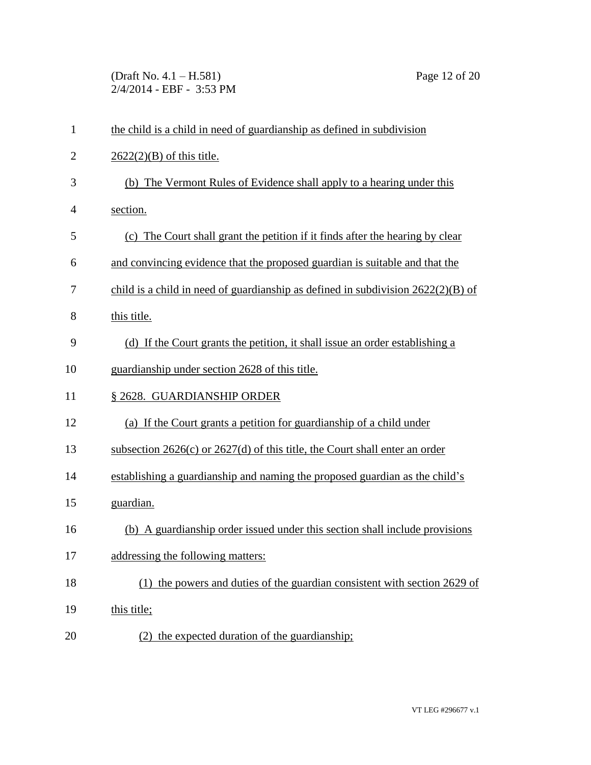the child is a child in need of guardianship as defined in subdivision 2622(2)(B) of this title.

(b) The Vermont Rules of Evidence shall apply to a hearing under this section.

(c) The Court shall grant the petition if it finds after the hearing by clear and convincing evidence that the proposed guardian is suitable and that the child is a child in need of guardianship as defined in subdivision 2622(2)(B) of this title.

(d) If the Court grants the petition, it shall issue an order establishing a guardianship under section 2628 of this title.

§ 2628. GUARDIANSHIP ORDER

(a) If the Court grants a petition for guardianship of a child under subsection 2626(c) or 2627(d) of this title, the Court shall enter an order establishing a guardianship and naming the proposed guardian as the child's guardian.

(b) A guardianship order issued under this section shall include provisions addressing the following matters:

(1) the powers and duties of the guardian consistent with section 2629 of this title;

(2) the expected duration of the guardianship;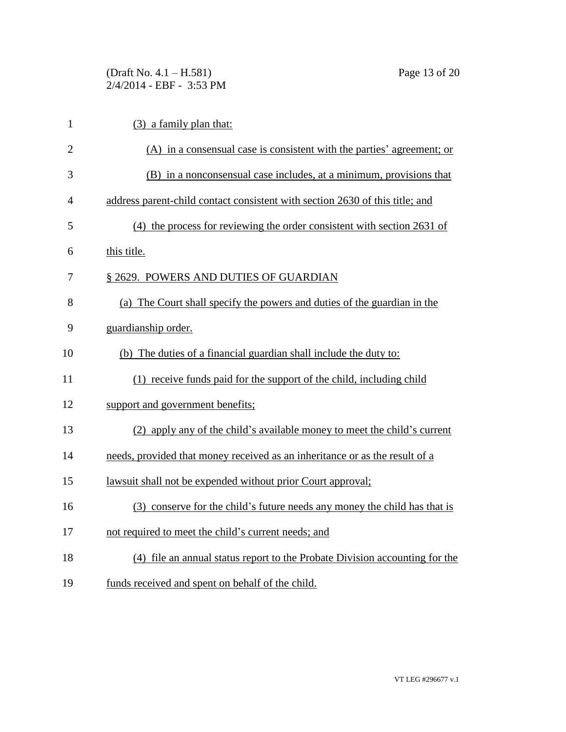(3) a family plan that:

(A) in a consensual case is consistent with the parties' agreement; or

(B) in a nonconsensual case includes, at a minimum, provisions that address parent-child contact consistent with section 2630 of this title; and

(4) the process for reviewing the order consistent with section 2631 of this title.

§ 2629. POWERS AND DUTIES OF GUARDIAN

(a) The Court shall specify the powers and duties of the guardian in the guardianship order.

(b) The duties of a financial guardian shall include the duty to:

(1) receive funds paid for the support of the child, including child support and government benefits;

(2) apply any of the child's available money to meet the child's current needs, provided that money received as an inheritance or as the result of a lawsuit shall not be expended without prior Court approval;

(3) conserve for the child's future needs any money the child has that is not required to meet the child's current needs; and

(4) file an annual status report to the Probate Division accounting for the funds received and spent on behalf of the child.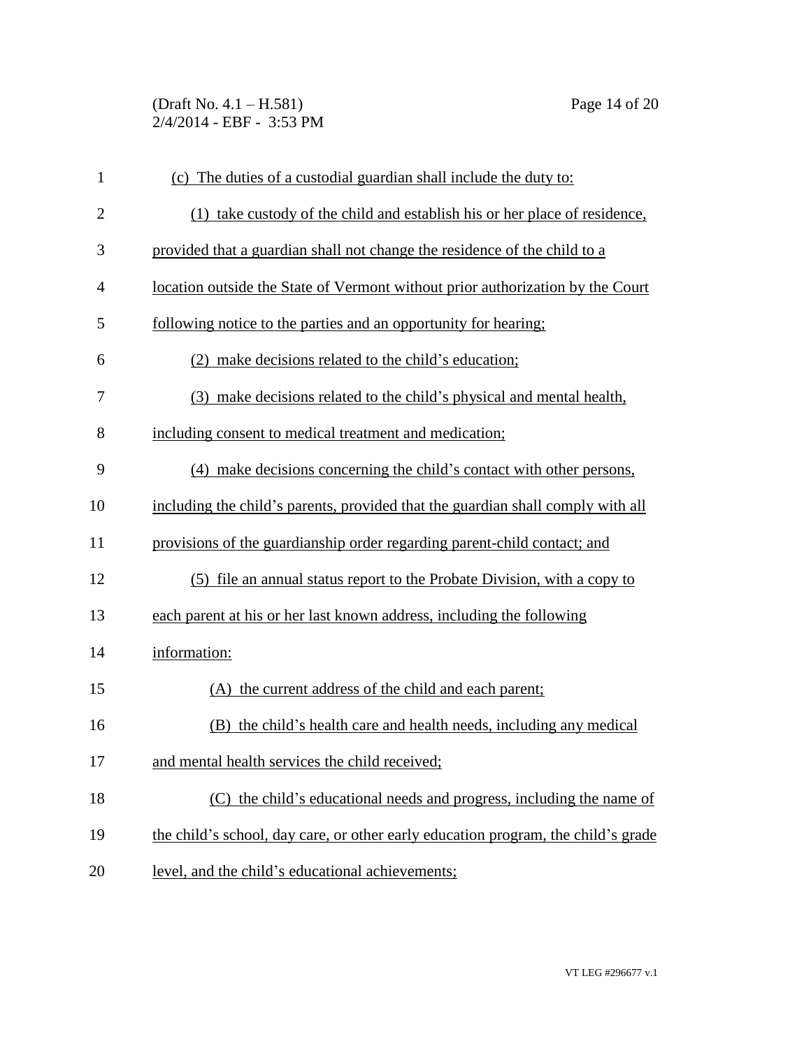(c) The duties of a custodial guardian shall include the duty to:

(1) take custody of the child and establish his or her place of residence, provided that a guardian shall not change the residence of the child to a location outside the State of Vermont without prior authorization by the Court following notice to the parties and an opportunity for hearing;

(2) make decisions related to the child's education;

(3) make decisions related to the child's physical and mental health, including consent to medical treatment and medication;

(4) make decisions concerning the child's contact with other persons, including the child's parents, provided that the guardian shall comply with all provisions of the guardianship order regarding parent-child contact; and

(5) file an annual status report to the Probate Division, with a copy to each parent at his or her last known address, including the following information:

(A) the current address of the child and each parent;

(B) the child's health care and health needs, including any medical and mental health services the child received;

(C) the child's educational needs and progress, including the name of the child's school, day care, or other early education program, the child's grade level, and the child's educational achievements;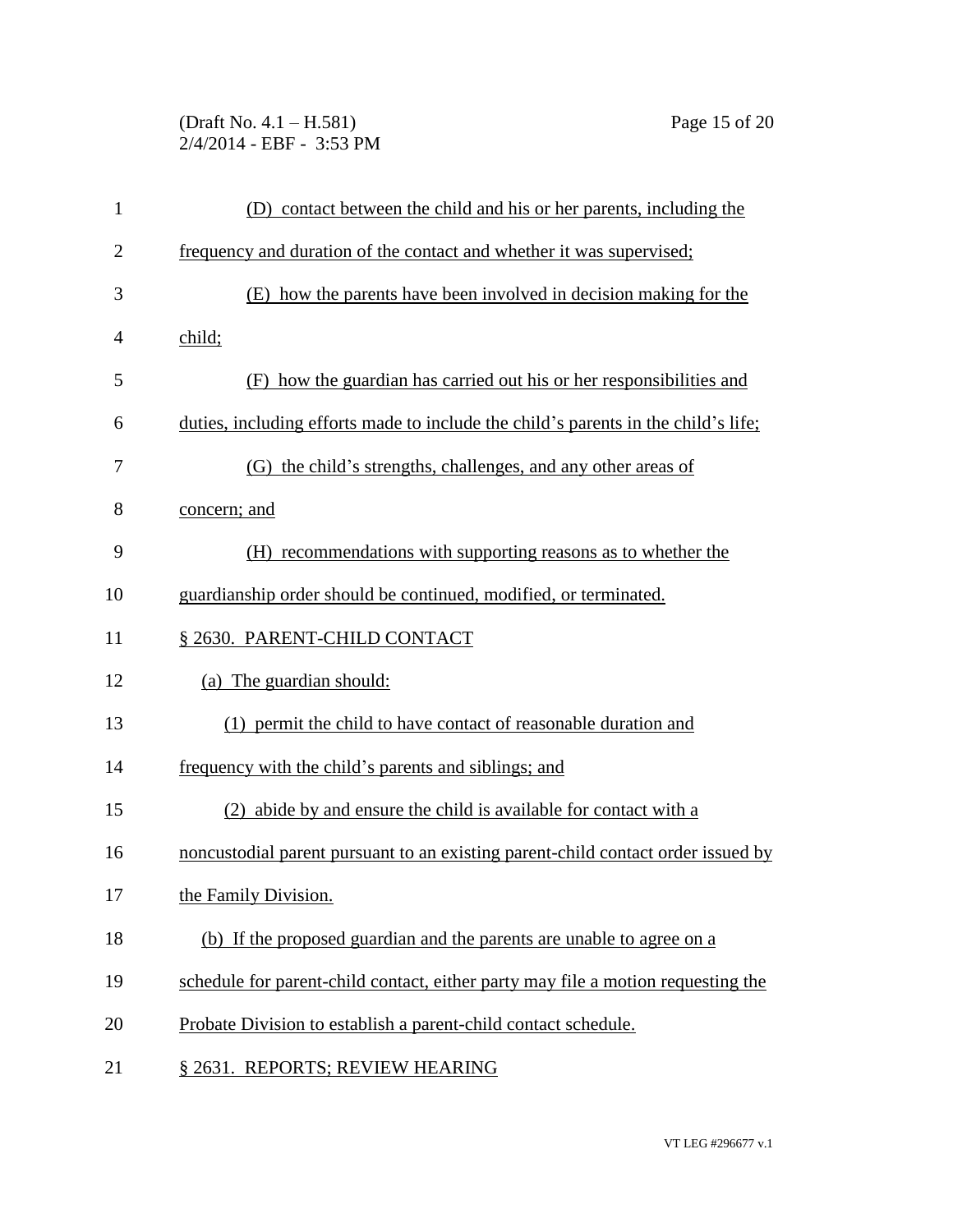(D) contact between the child and his or her parents, including the frequency and duration of the contact and whether it was supervised;

(E) how the parents have been involved in decision making for the child;

(F) how the guardian has carried out his or her responsibilities and duties, including efforts made to include the child's parents in the child's life;

(G) the child's strengths, challenges, and any other areas of concern; and

(H) recommendations with supporting reasons as to whether the guardianship order should be continued, modified, or terminated.

§ 2630. PARENT-CHILD CONTACT

(a) The guardian should:

(1) permit the child to have contact of reasonable duration and frequency with the child's parents and siblings; and

(2) abide by and ensure the child is available for contact with a noncustodial parent pursuant to an existing parent-child contact order issued by the Family Division.

(b) If the proposed guardian and the parents are unable to agree on a schedule for parent-child contact, either party may file a motion requesting the Probate Division to establish a parent-child contact schedule.

§ 2631. REPORTS; REVIEW HEARING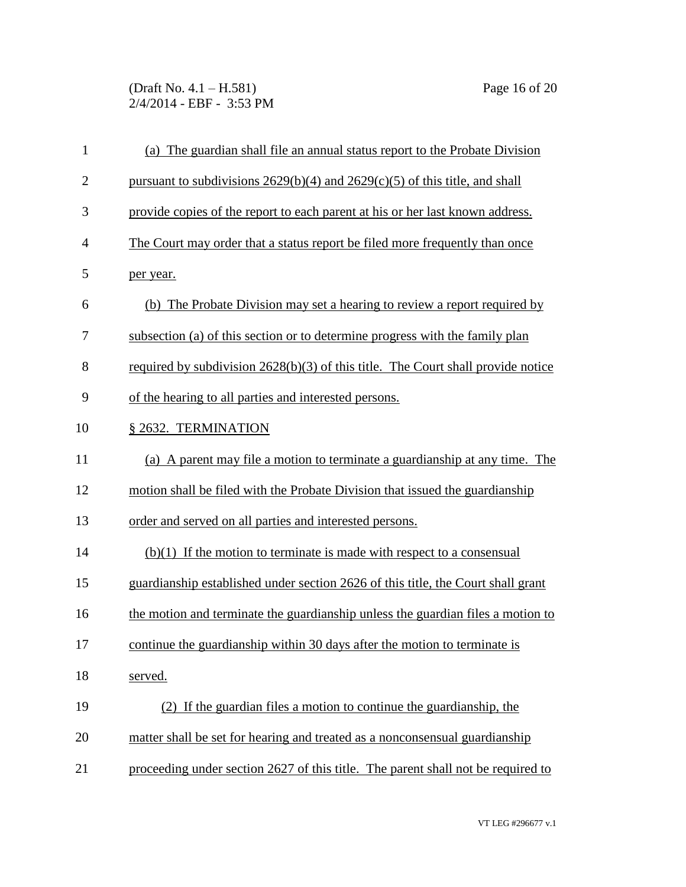(a) The guardian shall file an annual status report to the Probate Division pursuant to subdivisions 2629(b)(4) and 2629(c)(5) of this title, and shall provide copies of the report to each parent at his or her last known address. The Court may order that a status report be filed more frequently than once per year.

(b) The Probate Division may set a hearing to review a report required by subsection (a) of this section or to determine progress with the family plan required by subdivision 2628(b)(3) of this title. The Court shall provide notice of the hearing to all parties and interested persons.

§ 2632. TERMINATION

(a) A parent may file a motion to terminate a guardianship at any time. The motion shall be filed with the Probate Division that issued the guardianship order and served on all parties and interested persons.

(b)(1) If the motion to terminate is made with respect to a consensual guardianship established under section 2626 of this title, the Court shall grant the motion and terminate the guardianship unless the guardian files a motion to continue the guardianship within 30 days after the motion to terminate is served.

(2) If the guardian files a motion to continue the guardianship, the matter shall be set for hearing and treated as a nonconsensual guardianship proceeding under section 2627 of this title. The parent shall not be required to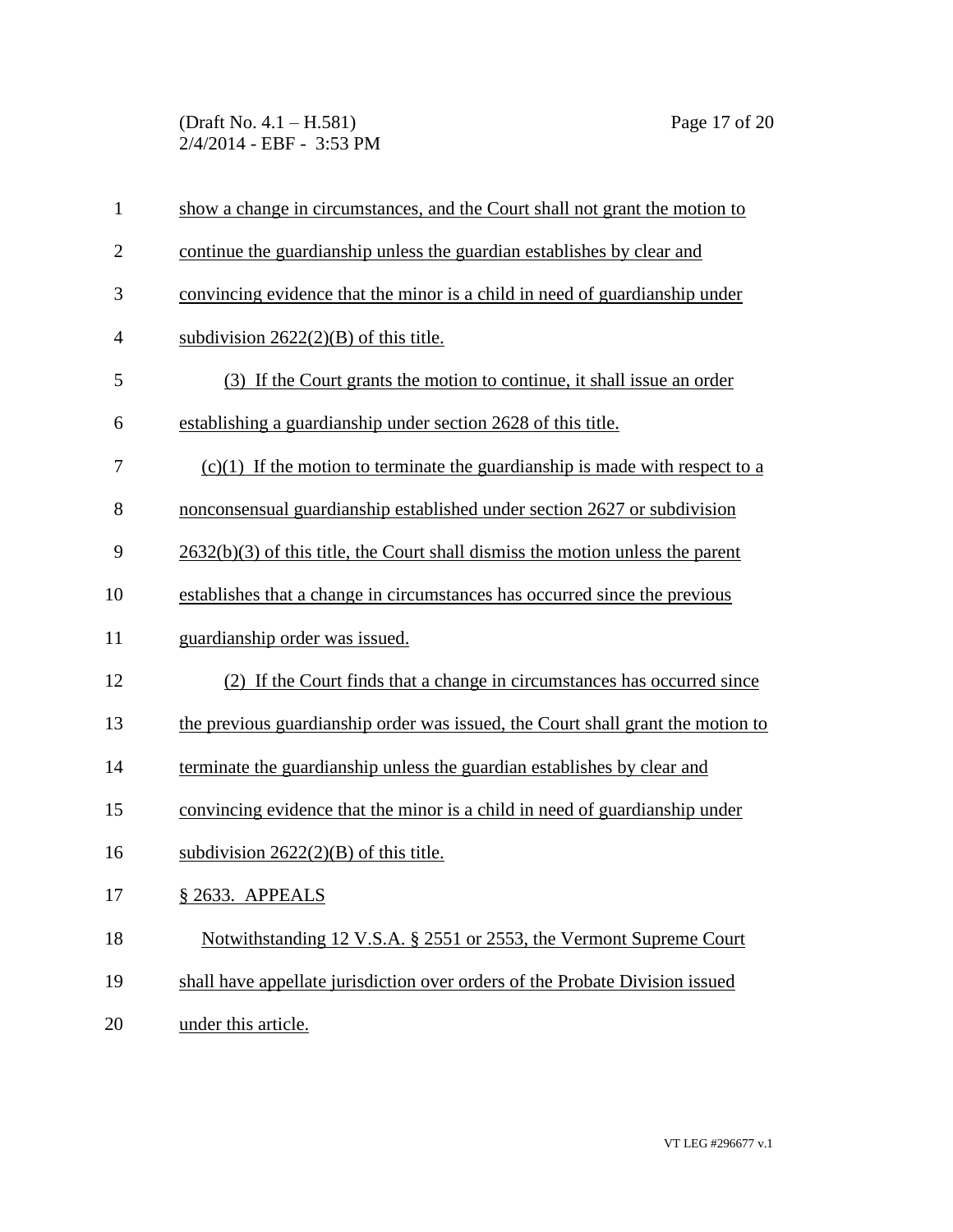show a change in circumstances, and the Court shall not grant the motion to continue the guardianship unless the guardian establishes by clear and convincing evidence that the minor is a child in need of guardianship under subdivision 2622(2)(B) of this title.

(3) If the Court grants the motion to continue, it shall issue an order establishing a guardianship under section 2628 of this title.

(c)(1) If the motion to terminate the guardianship is made with respect to a nonconsensual guardianship established under section 2627 or subdivision 2632(b)(3) of this title, the Court shall dismiss the motion unless the parent establishes that a change in circumstances has occurred since the previous guardianship order was issued.

(2) If the Court finds that a change in circumstances has occurred since the previous guardianship order was issued, the Court shall grant the motion to terminate the guardianship unless the guardian establishes by clear and convincing evidence that the minor is a child in need of guardianship under subdivision 2622(2)(B) of this title.

§ 2633. APPEALS

Notwithstanding 12 V.S.A. § 2551 or 2553, the Vermont Supreme Court shall have appellate jurisdiction over orders of the Probate Division issued under this article.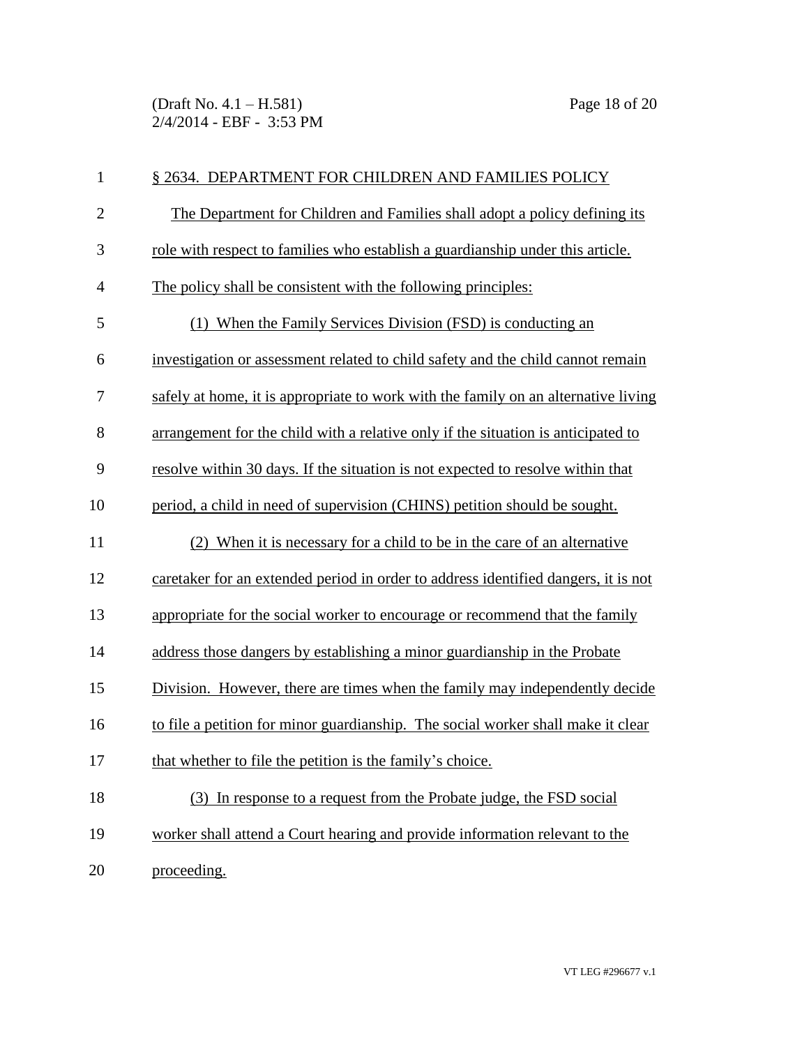§ 2634. DEPARTMENT FOR CHILDREN AND FAMILIES POLICY

The Department for Children and Families shall adopt a policy defining its role with respect to families who establish a guardianship under this article. The policy shall be consistent with the following principles:

(1) When the Family Services Division (FSD) is conducting an investigation or assessment related to child safety and the child cannot remain safely at home, it is appropriate to work with the family on an alternative living arrangement for the child with a relative only if the situation is anticipated to resolve within 30 days. If the situation is not expected to resolve within that period, a child in need of supervision (CHINS) petition should be sought.

(2) When it is necessary for a child to be in the care of an alternative caretaker for an extended period in order to address identified dangers, it is not appropriate for the social worker to encourage or recommend that the family address those dangers by establishing a minor guardianship in the Probate Division. However, there are times when the family may independently decide to file a petition for minor guardianship. The social worker shall make it clear that whether to file the petition is the family's choice.

(3) In response to a request from the Probate judge, the FSD social worker shall attend a Court hearing and provide information relevant to the proceeding.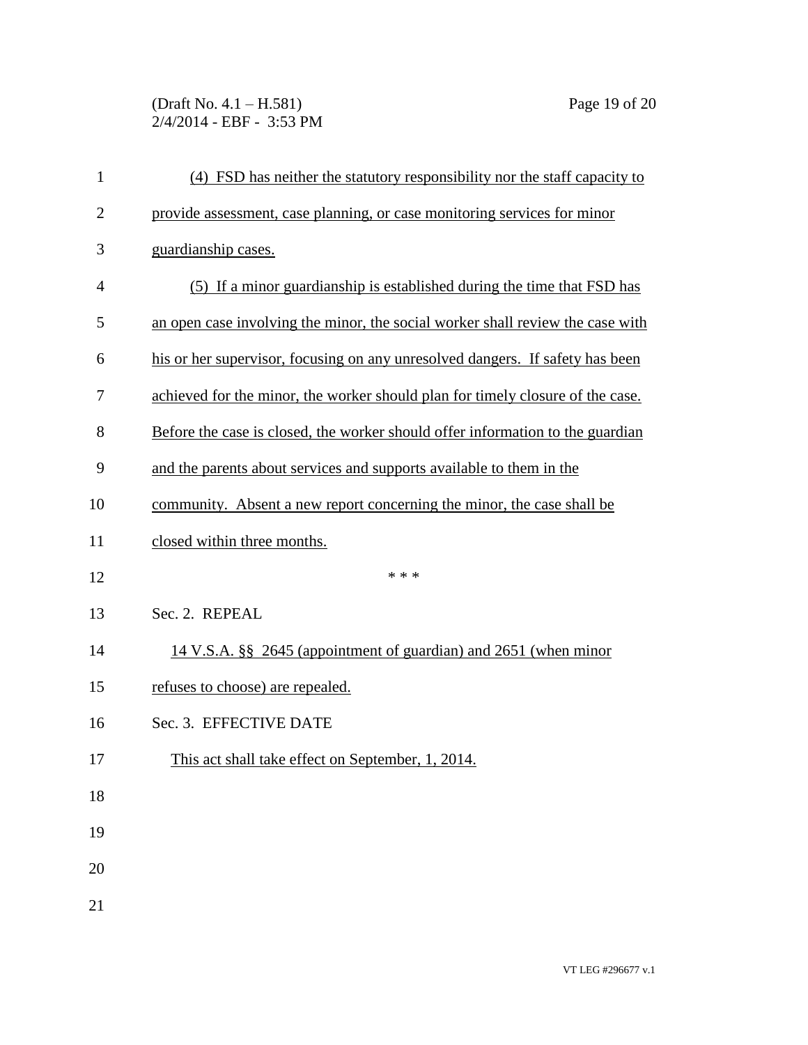(4) FSD has neither the statutory responsibility nor the staff capacity to provide assessment, case planning, or case monitoring services for minor guardianship cases.

(5) If a minor guardianship is established during the time that FSD has an open case involving the minor, the social worker shall review the case with his or her supervisor, focusing on any unresolved dangers. If safety has been achieved for the minor, the worker should plan for timely closure of the case. Before the case is closed, the worker should offer information to the guardian and the parents about services and supports available to them in the community. Absent a new report concerning the minor, the case shall be closed within three months.

\* \* \*

Sec. 2. REPEAL

14 V.S.A. §§ 2645 (appointment of guardian) and 2651 (when minor refuses to choose) are repealed.

Sec. 3. EFFECTIVE DATE

This act shall take effect on September, 1, 2014.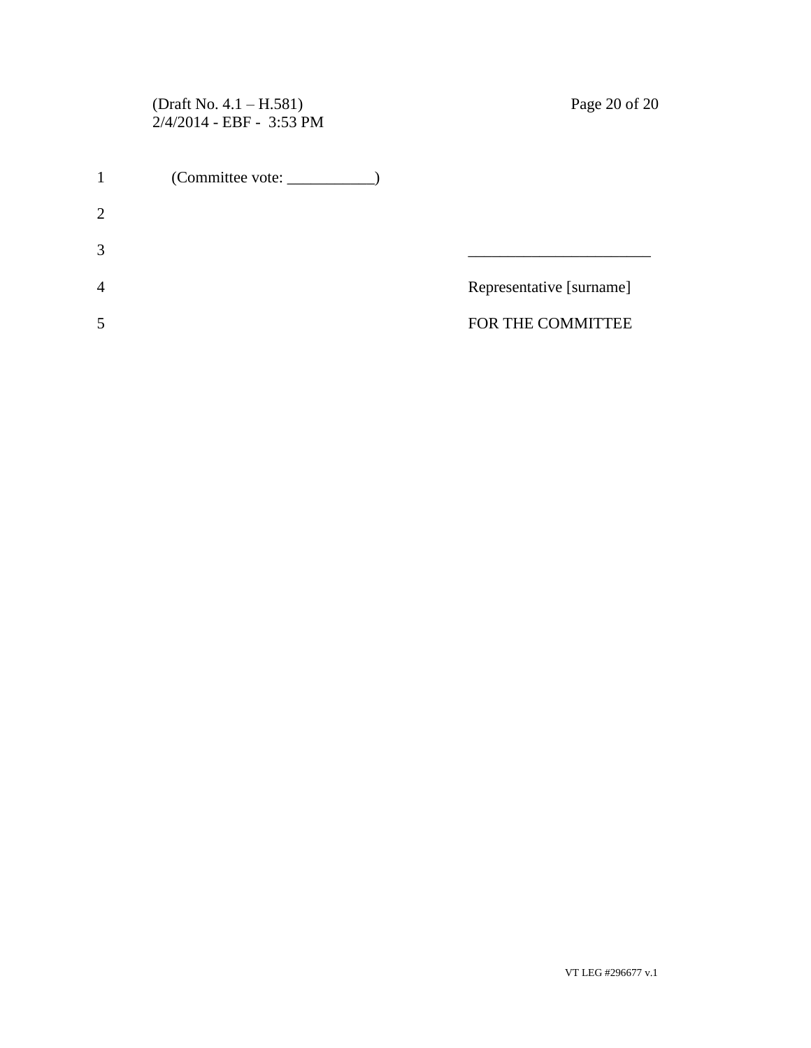(Committee vote: ___________)

_______________________

Representative [surname]

FOR THE COMMITTEE